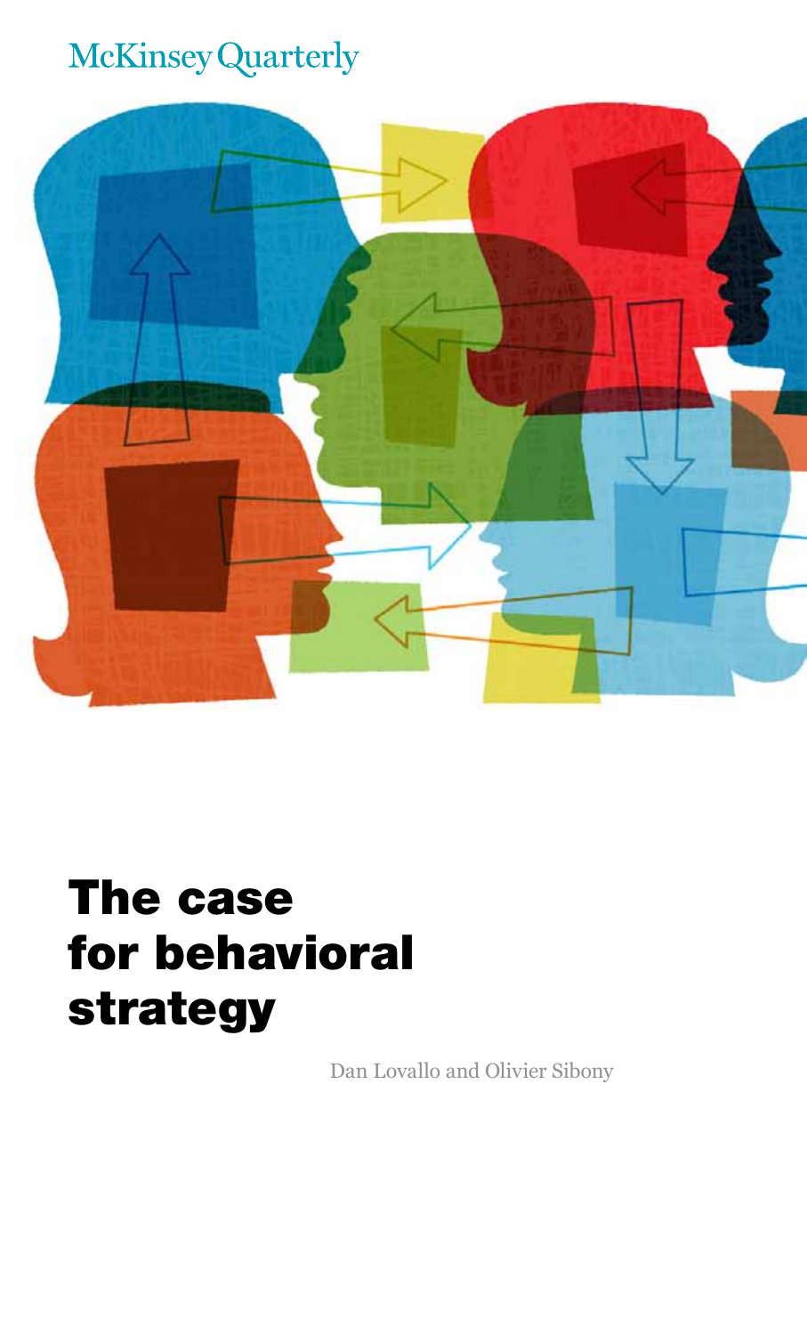McKinsey Quarterly

# The case for behavioral strategy

Dan Lovallo and Olivier Sibony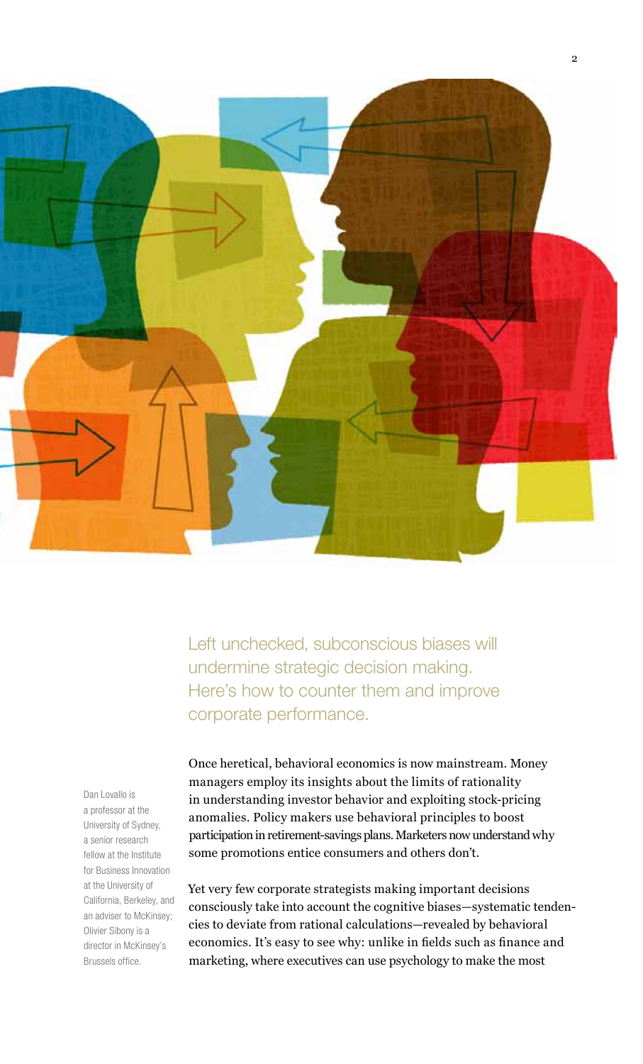Left unchecked, subconscious biases will undermine strategic decision making. Here's how to counter them and improve corporate performance.

Dan Lovallo is a professor at the University of Sydney, a senior research fellow at the Institute for Business Innovation at the University of California, Berkeley, and an adviser to McKinsey; Olivier Sibony is a director in McKinsey's Brussels office.

Once heretical, behavioral economics is now mainstream. Money managers employ its insights about the limits of rationality in understanding investor behavior and exploiting stock-pricing anomalies. Policy makers use behavioral principles to boost participation in retirement-savings plans. Marketers now understand why some promotions entice consumers and others don't.

Yet very few corporate strategists making important decisions consciously take into account the cognitive biases—systematic tendencies to deviate from rational calculations—revealed by behavioral economics. It's easy to see why: unlike in fields such as finance and marketing, where executives can use psychology to make the most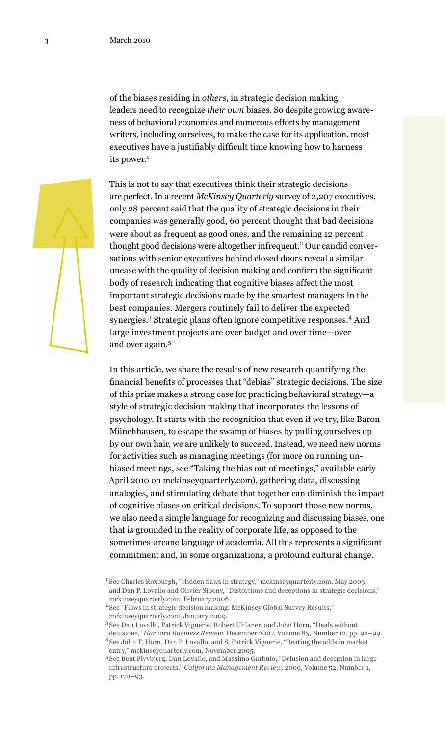of the biases residing in *others*, in strategic decision making leaders need to recognize *their own* biases. So despite growing awareness of behavioral economics and numerous efforts by management writers, including ourselves, to make the case for its application, most executives have a justifiably difficult time knowing how to harness its power.[1]

This is not to say that executives think their strategic decisions are perfect. In a recent *McKinsey Quarterly* survey of 2,207 executives, only 28 percent said that the quality of strategic decisions in their companies was generally good, 60 percent thought that bad decisions were about as frequent as good ones, and the remaining 12 percent thought good decisions were altogether infrequent.[2] Our candid conversations with senior executives behind closed doors reveal a similar unease with the quality of decision making and confirm the significant body of research indicating that cognitive biases affect the most important strategic decisions made by the smartest managers in the best companies. Mergers routinely fail to deliver the expected synergies.[3] Strategic plans often ignore competitive responses.[4] And large investment projects are over budget and over time—over and over again.[5]

In this article, we share the results of new research quantifying the financial benefits of processes that "debias" strategic decisions. The size of this prize makes a strong case for practicing behavioral strategy—a style of strategic decision making that incorporates the lessons of psychology. It starts with the recognition that even if we try, like Baron Münchhausen, to escape the swamp of biases by pulling ourselves up by our own hair, we are unlikely to succeed. Instead, we need new norms for activities such as managing meetings (for more on running unbiased meetings, see "Taking the bias out of meetings," available early April 2010 on mckinseyquarterly.com), gathering data, discussing analogies, and stimulating debate that together can diminish the impact of cognitive biases on critical decisions. To support those new norms, we also need a simple language for recognizing and discussing biases, one that is grounded in the reality of corporate life, as opposed to the sometimes-arcane language of academia. All this represents a significant commitment and, in some organizations, a profound cultural change.

[1] See Charles Roxburgh, "Hidden flaws in strategy," mckinseyquarterly.com, May 2003; and Dan P. Lovallo and Olivier Sibony, "Distortions and deceptions in strategic decisions," mckinseyquarterly.com, February 2006.

[2] See "Flaws in strategic decision making: McKinsey Global Survey Results," mckinseyquarterly.com, January 2009.

[3] See Dan Lovallo, Patrick Viguerie, Robert Uhlaner, and John Horn, "Deals without delusions," *Harvard Business Review,* December 2007, Volume 85, Number 12, pp. 92–99.

[4] See John T. Horn, Dan P. Lovallo, and S. Patrick Viguerie, "Beating the odds in market entry," mckinseyquarterly.com, November 2005.

[5] See Bent Flyvbjerg, Dan Lovallo, and Massimo Garbuio, "Delusion and deception in large infrastructure projects," *California Management Review,* 2009, Volume 52, Number 1, pp. 170–93.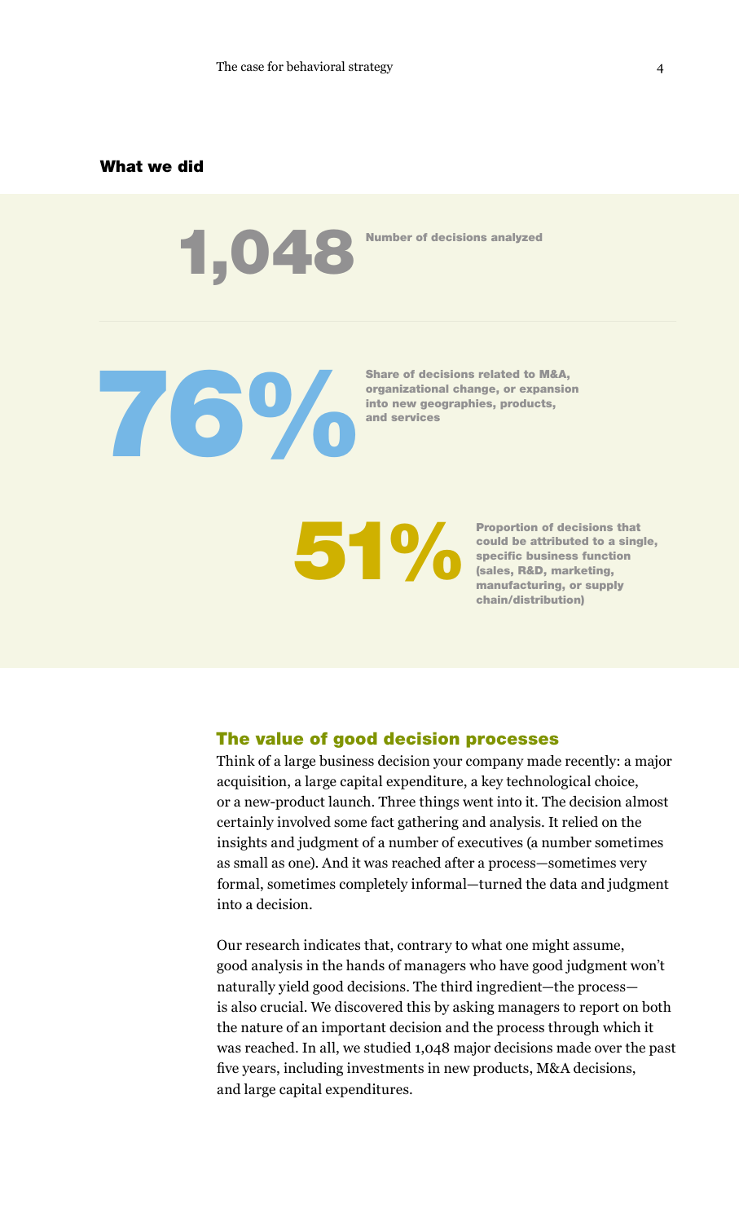## What we did

**1,048** Number of decisions analyzed

**76%** Share of decisions related to M&A, organizational change, or expansion into new geographies, products, and services

**51%** Proportion of decisions that could be attributed to a single, specific business function (sales, R&D, marketing, manufacturing, or supply chain/distribution)

### The value of good decision processes

Think of a large business decision your company made recently: a major acquisition, a large capital expenditure, a key technological choice, or a new-product launch. Three things went into it. The decision almost certainly involved some fact gathering and analysis. It relied on the insights and judgment of a number of executives (a number sometimes as small as one). And it was reached after a process—sometimes very formal, sometimes completely informal—turned the data and judgment into a decision.

Our research indicates that, contrary to what one might assume, good analysis in the hands of managers who have good judgment won't naturally yield good decisions. The third ingredient—the process—is also crucial. We discovered this by asking managers to report on both the nature of an important decision and the process through which it was reached. In all, we studied 1,048 major decisions made over the past five years, including investments in new products, M&A decisions, and large capital expenditures.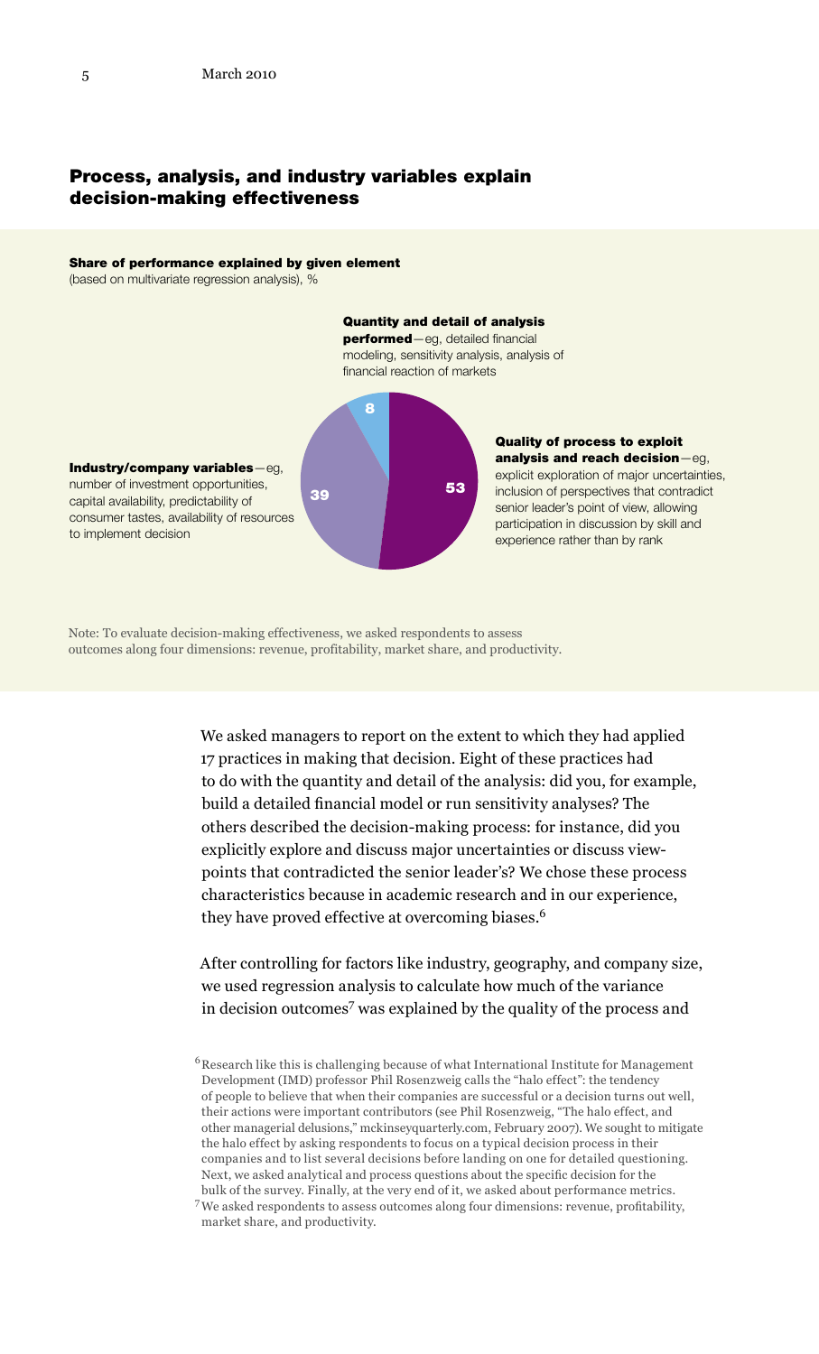## Process, analysis, and industry variables explain decision-making effectiveness

**Share of performance explained by given element**
(based on multivariate regression analysis), %

**Quantity and detail of analysis performed**—eg, detailed financial modeling, sensitivity analysis, analysis of financial reaction of markets: 8

**Quality of process to exploit analysis and reach decision**—eg, explicit exploration of major uncertainties, inclusion of perspectives that contradict senior leader's point of view, allowing participation in discussion by skill and experience rather than by rank: 53

**Industry/company variables**—eg, number of investment opportunities, capital availability, predictability of consumer tastes, availability of resources to implement decision: 39

Note: To evaluate decision-making effectiveness, we asked respondents to assess outcomes along four dimensions: revenue, profitability, market share, and productivity.

We asked managers to report on the extent to which they had applied 17 practices in making that decision. Eight of these practices had to do with the quantity and detail of the analysis: did you, for example, build a detailed financial model or run sensitivity analyses? The others described the decision-making process: for instance, did you explicitly explore and discuss major uncertainties or discuss viewpoints that contradicted the senior leader's? We chose these process characteristics because in academic research and in our experience, they have proved effective at overcoming biases.[6]

After controlling for factors like industry, geography, and company size, we used regression analysis to calculate how much of the variance in decision outcomes[7] was explained by the quality of the process and

[6] Research like this is challenging because of what International Institute for Management Development (IMD) professor Phil Rosenzweig calls the "halo effect": the tendency of people to believe that when their companies are successful or a decision turns out well, their actions were important contributors (see Phil Rosenzweig, "The halo effect, and other managerial delusions," mckinseyquarterly.com, February 2007). We sought to mitigate the halo effect by asking respondents to focus on a typical decision process in their companies and to list several decisions before landing on one for detailed questioning. Next, we asked analytical and process questions about the specific decision for the bulk of the survey. Finally, at the very end of it, we asked about performance metrics.

[7] We asked respondents to assess outcomes along four dimensions: revenue, profitability, market share, and productivity.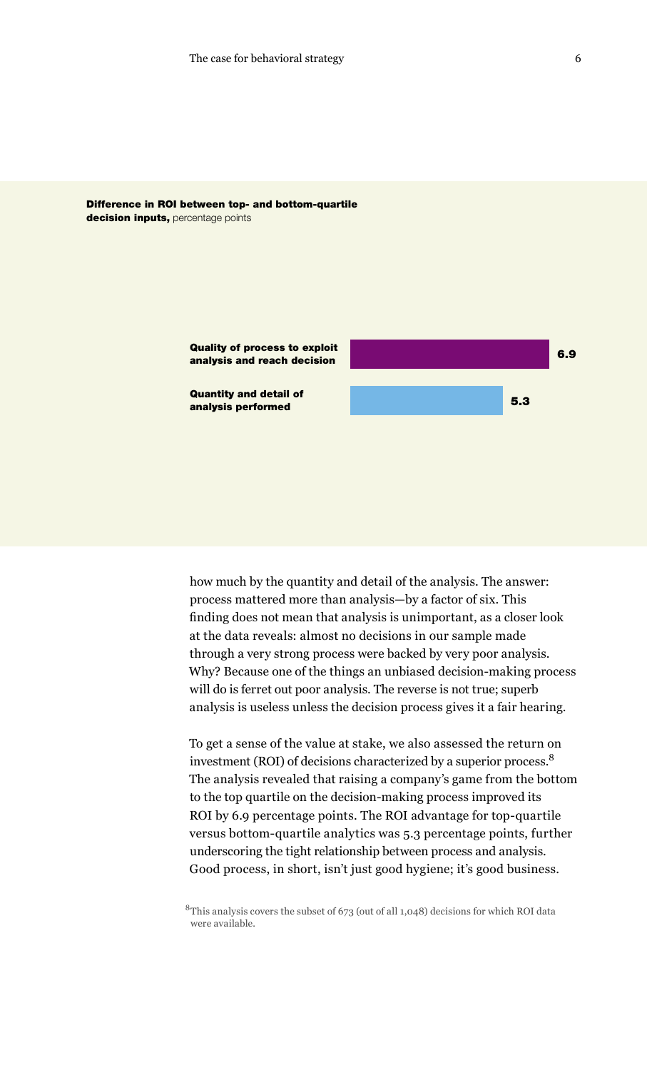**Difference in ROI between top- and bottom-quartile decision inputs,** percentage points

| Decision input | Difference in ROI, percentage points |
| --- | --- |
| **Quality of process to exploit analysis and reach decision** | 6.9 |
| **Quantity and detail of analysis performed** | 5.3 |

how much by the quantity and detail of the analysis. The answer: process mattered more than analysis—by a factor of six. This finding does not mean that analysis is unimportant, as a closer look at the data reveals: almost no decisions in our sample made through a very strong process were backed by very poor analysis. Why? Because one of the things an unbiased decision-making process will do is ferret out poor analysis. The reverse is not true; superb analysis is useless unless the decision process gives it a fair hearing.

To get a sense of the value at stake, we also assessed the return on investment (ROI) of decisions characterized by a superior process.[8] The analysis revealed that raising a company's game from the bottom to the top quartile on the decision-making process improved its ROI by 6.9 percentage points. The ROI advantage for top-quartile versus bottom-quartile analytics was 5.3 percentage points, further underscoring the tight relationship between process and analysis. Good process, in short, isn't just good hygiene; it's good business.

[8] This analysis covers the subset of 673 (out of all 1,048) decisions for which ROI data were available.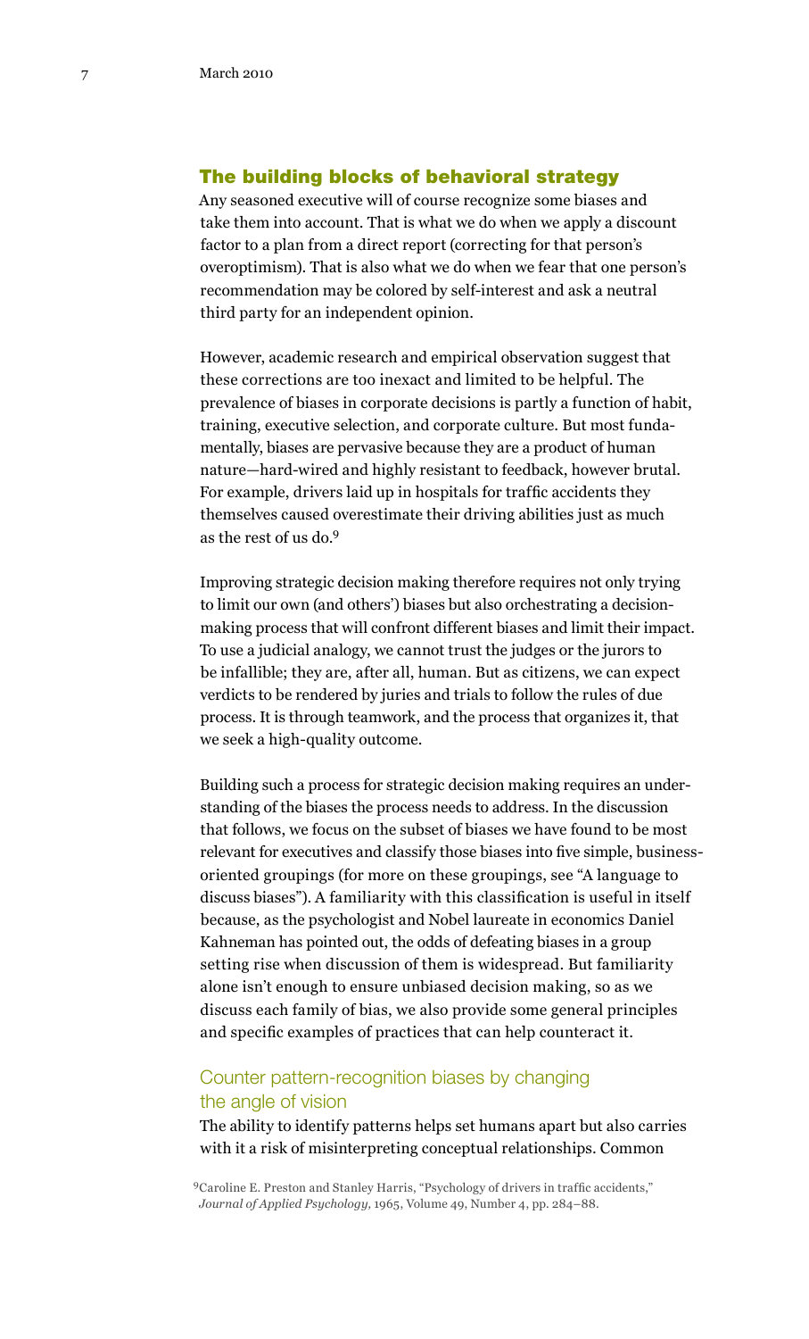## The building blocks of behavioral strategy

Any seasoned executive will of course recognize some biases and take them into account. That is what we do when we apply a discount factor to a plan from a direct report (correcting for that person's overoptimism). That is also what we do when we fear that one person's recommendation may be colored by self-interest and ask a neutral third party for an independent opinion.

However, academic research and empirical observation suggest that these corrections are too inexact and limited to be helpful. The prevalence of biases in corporate decisions is partly a function of habit, training, executive selection, and corporate culture. But most fundamentally, biases are pervasive because they are a product of human nature—hard-wired and highly resistant to feedback, however brutal. For example, drivers laid up in hospitals for traffic accidents they themselves caused overestimate their driving abilities just as much as the rest of us do.[9]

Improving strategic decision making therefore requires not only trying to limit our own (and others') biases but also orchestrating a decision-making process that will confront different biases and limit their impact. To use a judicial analogy, we cannot trust the judges or the jurors to be infallible; they are, after all, human. But as citizens, we can expect verdicts to be rendered by juries and trials to follow the rules of due process. It is through teamwork, and the process that organizes it, that we seek a high-quality outcome.

Building such a process for strategic decision making requires an understanding of the biases the process needs to address. In the discussion that follows, we focus on the subset of biases we have found to be most relevant for executives and classify those biases into five simple, business-oriented groupings (for more on these groupings, see "A language to discuss biases"). A familiarity with this classification is useful in itself because, as the psychologist and Nobel laureate in economics Daniel Kahneman has pointed out, the odds of defeating biases in a group setting rise when discussion of them is widespread. But familiarity alone isn't enough to ensure unbiased decision making, so as we discuss each family of bias, we also provide some general principles and specific examples of practices that can help counteract it.

### Counter pattern-recognition biases by changing the angle of vision

The ability to identify patterns helps set humans apart but also carries with it a risk of misinterpreting conceptual relationships. Common

[9] Caroline E. Preston and Stanley Harris, "Psychology of drivers in traffic accidents," *Journal of Applied Psychology*, 1965, Volume 49, Number 4, pp. 284–88.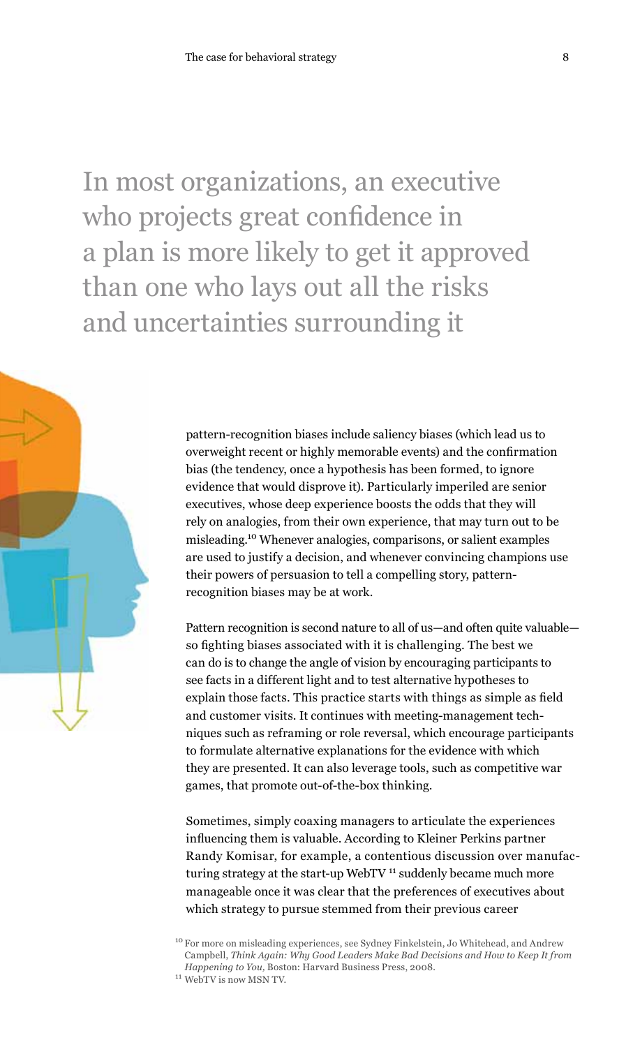## In most organizations, an executive who projects great confidence in a plan is more likely to get it approved than one who lays out all the risks and uncertainties surrounding it

pattern-recognition biases include saliency biases (which lead us to overweight recent or highly memorable events) and the confirmation bias (the tendency, once a hypothesis has been formed, to ignore evidence that would disprove it). Particularly imperiled are senior executives, whose deep experience boosts the odds that they will rely on analogies, from their own experience, that may turn out to be misleading.[10] Whenever analogies, comparisons, or salient examples are used to justify a decision, and whenever convincing champions use their powers of persuasion to tell a compelling story, pattern-recognition biases may be at work.

Pattern recognition is second nature to all of us—and often quite valuable—so fighting biases associated with it is challenging. The best we can do is to change the angle of vision by encouraging participants to see facts in a different light and to test alternative hypotheses to explain those facts. This practice starts with things as simple as field and customer visits. It continues with meeting-management techniques such as reframing or role reversal, which encourage participants to formulate alternative explanations for the evidence with which they are presented. It can also leverage tools, such as competitive war games, that promote out-of-the-box thinking.

Sometimes, simply coaxing managers to articulate the experiences influencing them is valuable. According to Kleiner Perkins partner Randy Komisar, for example, a contentious discussion over manufacturing strategy at the start-up WebTV[11] suddenly became much more manageable once it was clear that the preferences of executives about which strategy to pursue stemmed from their previous career

[10] For more on misleading experiences, see Sydney Finkelstein, Jo Whitehead, and Andrew Campbell, *Think Again: Why Good Leaders Make Bad Decisions and How to Keep It from Happening to You,* Boston: Harvard Business Press, 2008.

[11] WebTV is now MSN TV.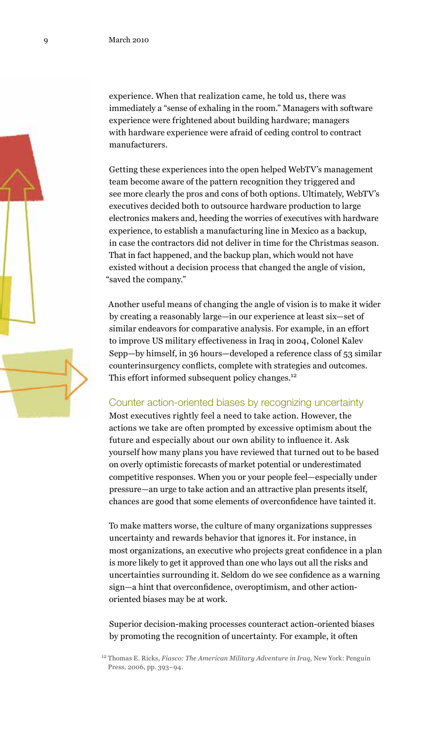experience. When that realization came, he told us, there was immediately a "sense of exhaling in the room." Managers with software experience were frightened about building hardware; managers with hardware experience were afraid of ceding control to contract manufacturers.

Getting these experiences into the open helped WebTV's management team become aware of the pattern recognition they triggered and see more clearly the pros and cons of both options. Ultimately, WebTV's executives decided both to outsource hardware production to large electronics makers and, heeding the worries of executives with hardware experience, to establish a manufacturing line in Mexico as a backup, in case the contractors did not deliver in time for the Christmas season. That in fact happened, and the backup plan, which would not have existed without a decision process that changed the angle of vision, "saved the company."

Another useful means of changing the angle of vision is to make it wider by creating a reasonably large—in our experience at least six—set of similar endeavors for comparative analysis. For example, in an effort to improve US military effectiveness in Iraq in 2004, Colonel Kalev Sepp—by himself, in 36 hours—developed a reference class of 53 similar counterinsurgency conflicts, complete with strategies and outcomes. This effort informed subsequent policy changes.[12]

## Counter action-oriented biases by recognizing uncertainty

Most executives rightly feel a need to take action. However, the actions we take are often prompted by excessive optimism about the future and especially about our own ability to influence it. Ask yourself how many plans you have reviewed that turned out to be based on overly optimistic forecasts of market potential or underestimated competitive responses. When you or your people feel—especially under pressure—an urge to take action and an attractive plan presents itself, chances are good that some elements of overconfidence have tainted it.

To make matters worse, the culture of many organizations suppresses uncertainty and rewards behavior that ignores it. For instance, in most organizations, an executive who projects great confidence in a plan is more likely to get it approved than one who lays out all the risks and uncertainties surrounding it. Seldom do we see confidence as a warning sign—a hint that overconfidence, overoptimism, and other action-oriented biases may be at work.

Superior decision-making processes counteract action-oriented biases by promoting the recognition of uncertainty. For example, it often

[12] Thomas E. Ricks, *Fiasco: The American Military Adventure in Iraq*, New York: Penguin Press, 2006, pp. 393–94.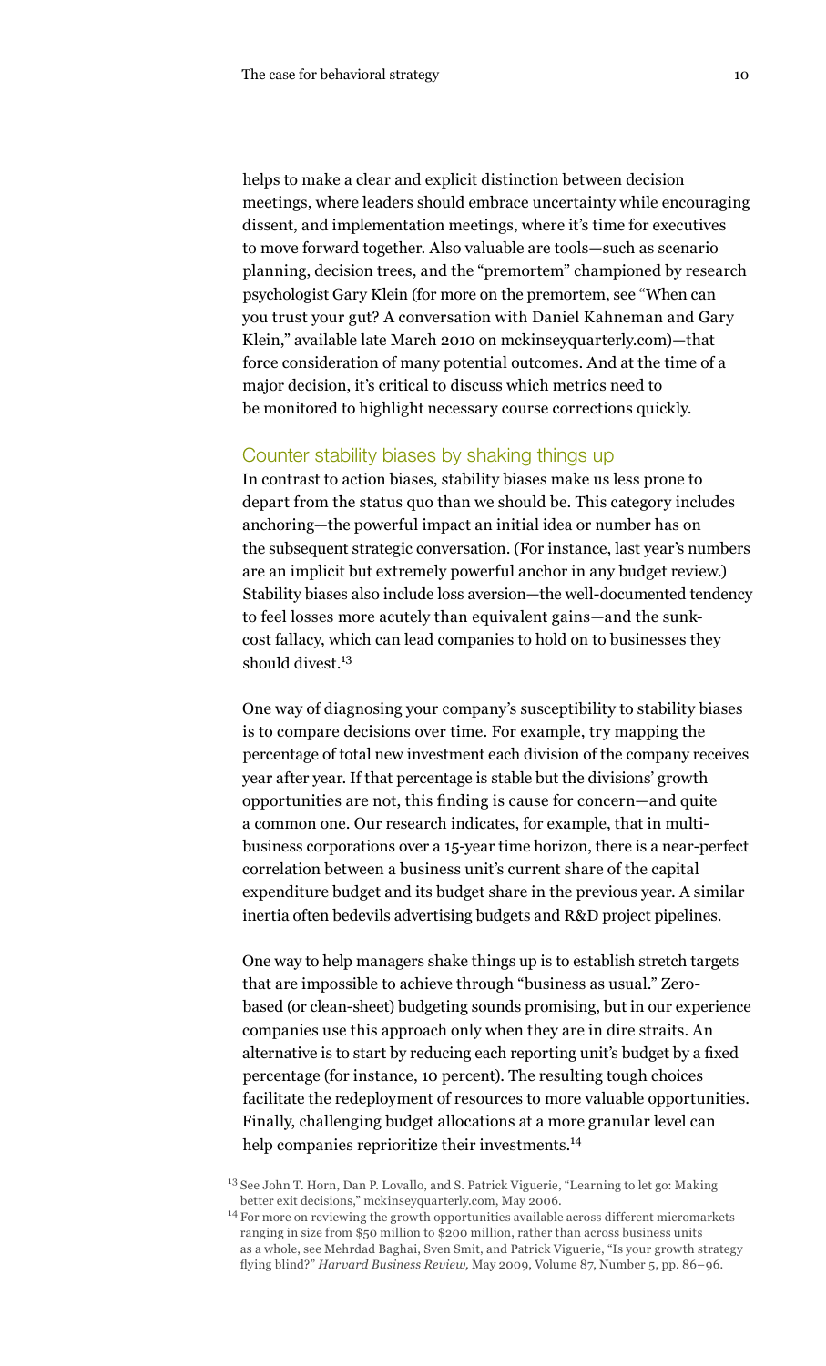helps to make a clear and explicit distinction between decision meetings, where leaders should embrace uncertainty while encouraging dissent, and implementation meetings, where it's time for executives to move forward together. Also valuable are tools—such as scenario planning, decision trees, and the "premortem" championed by research psychologist Gary Klein (for more on the premortem, see "When can you trust your gut? A conversation with Daniel Kahneman and Gary Klein," available late March 2010 on mckinseyquarterly.com)—that force consideration of many potential outcomes. And at the time of a major decision, it's critical to discuss which metrics need to be monitored to highlight necessary course corrections quickly.

## Counter stability biases by shaking things up

In contrast to action biases, stability biases make us less prone to depart from the status quo than we should be. This category includes anchoring—the powerful impact an initial idea or number has on the subsequent strategic conversation. (For instance, last year's numbers are an implicit but extremely powerful anchor in any budget review.) Stability biases also include loss aversion—the well-documented tendency to feel losses more acutely than equivalent gains—and the sunk-cost fallacy, which can lead companies to hold on to businesses they should divest.[13]

One way of diagnosing your company's susceptibility to stability biases is to compare decisions over time. For example, try mapping the percentage of total new investment each division of the company receives year after year. If that percentage is stable but the divisions' growth opportunities are not, this finding is cause for concern—and quite a common one. Our research indicates, for example, that in multi-business corporations over a 15-year time horizon, there is a near-perfect correlation between a business unit's current share of the capital expenditure budget and its budget share in the previous year. A similar inertia often bedevils advertising budgets and R&D project pipelines.

One way to help managers shake things up is to establish stretch targets that are impossible to achieve through "business as usual." Zero-based (or clean-sheet) budgeting sounds promising, but in our experience companies use this approach only when they are in dire straits. An alternative is to start by reducing each reporting unit's budget by a fixed percentage (for instance, 10 percent). The resulting tough choices facilitate the redeployment of resources to more valuable opportunities. Finally, challenging budget allocations at a more granular level can help companies reprioritize their investments.[14]

[13] See John T. Horn, Dan P. Lovallo, and S. Patrick Viguerie, "Learning to let go: Making better exit decisions," mckinseyquarterly.com, May 2006.

[14] For more on reviewing the growth opportunities available across different micromarkets ranging in size from $50 million to $200 million, rather than across business units as a whole, see Mehrdad Baghai, Sven Smit, and Patrick Viguerie, "Is your growth strategy flying blind?" *Harvard Business Review,* May 2009, Volume 87, Number 5, pp. 86–96.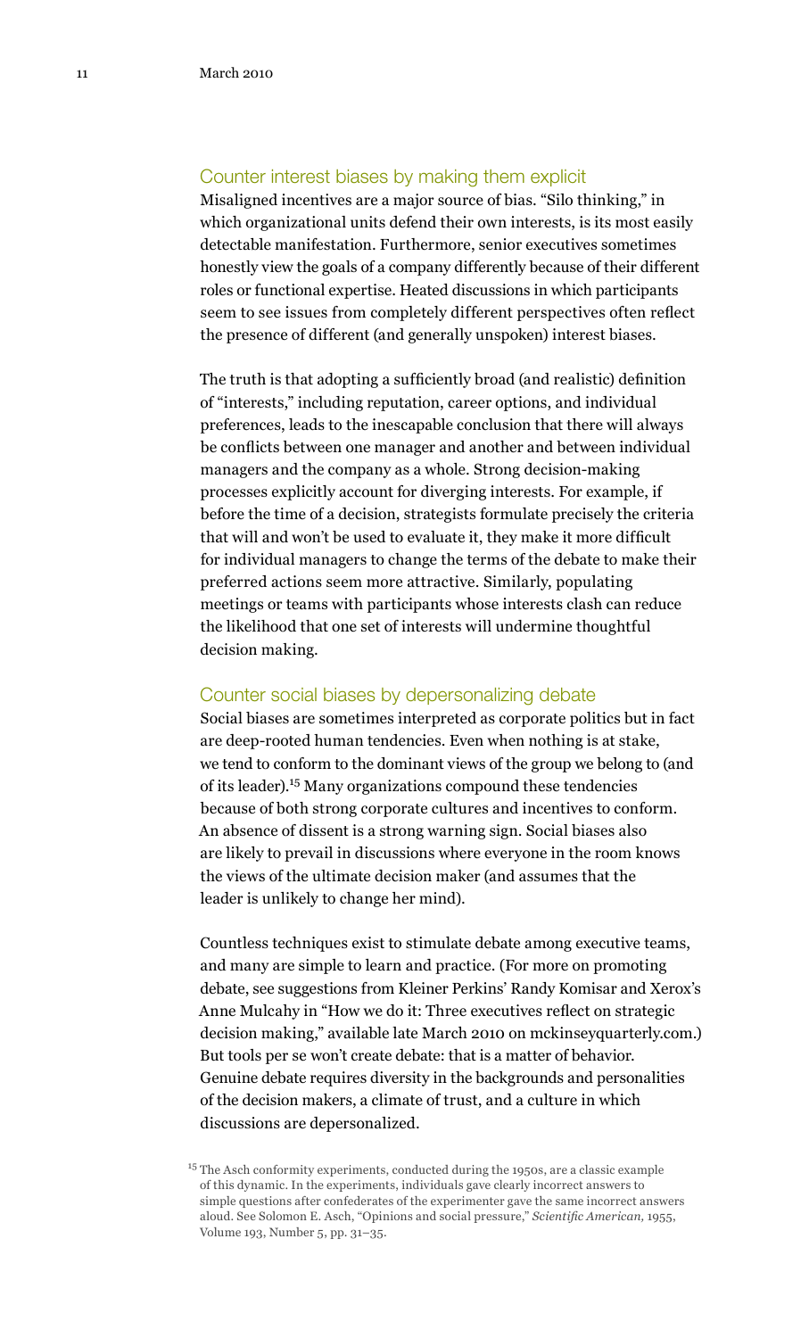## Counter interest biases by making them explicit

Misaligned incentives are a major source of bias. "Silo thinking," in which organizational units defend their own interests, is its most easily detectable manifestation. Furthermore, senior executives sometimes honestly view the goals of a company differently because of their different roles or functional expertise. Heated discussions in which participants seem to see issues from completely different perspectives often reflect the presence of different (and generally unspoken) interest biases.

The truth is that adopting a sufficiently broad (and realistic) definition of "interests," including reputation, career options, and individual preferences, leads to the inescapable conclusion that there will always be conflicts between one manager and another and between individual managers and the company as a whole. Strong decision-making processes explicitly account for diverging interests. For example, if before the time of a decision, strategists formulate precisely the criteria that will and won't be used to evaluate it, they make it more difficult for individual managers to change the terms of the debate to make their preferred actions seem more attractive. Similarly, populating meetings or teams with participants whose interests clash can reduce the likelihood that one set of interests will undermine thoughtful decision making.

## Counter social biases by depersonalizing debate

Social biases are sometimes interpreted as corporate politics but in fact are deep-rooted human tendencies. Even when nothing is at stake, we tend to conform to the dominant views of the group we belong to (and of its leader).[15] Many organizations compound these tendencies because of both strong corporate cultures and incentives to conform. An absence of dissent is a strong warning sign. Social biases also are likely to prevail in discussions where everyone in the room knows the views of the ultimate decision maker (and assumes that the leader is unlikely to change her mind).

Countless techniques exist to stimulate debate among executive teams, and many are simple to learn and practice. (For more on promoting debate, see suggestions from Kleiner Perkins' Randy Komisar and Xerox's Anne Mulcahy in "How we do it: Three executives reflect on strategic decision making," available late March 2010 on mckinseyquarterly.com.) But tools per se won't create debate: that is a matter of behavior. Genuine debate requires diversity in the backgrounds and personalities of the decision makers, a climate of trust, and a culture in which discussions are depersonalized.

[15] The Asch conformity experiments, conducted during the 1950s, are a classic example of this dynamic. In the experiments, individuals gave clearly incorrect answers to simple questions after confederates of the experimenter gave the same incorrect answers aloud. See Solomon E. Asch, "Opinions and social pressure," *Scientific American,* 1955, Volume 193, Number 5, pp. 31–35.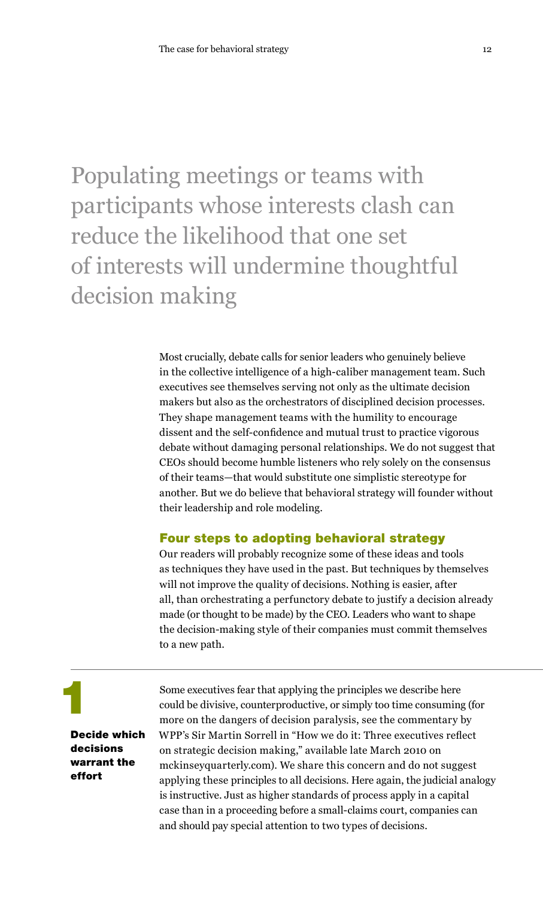> Populating meetings or teams with participants whose interests clash can reduce the likelihood that one set of interests will undermine thoughtful decision making

Most crucially, debate calls for senior leaders who genuinely believe in the collective intelligence of a high-caliber management team. Such executives see themselves serving not only as the ultimate decision makers but also as the orchestrators of disciplined decision processes. They shape management teams with the humility to encourage dissent and the self-confidence and mutual trust to practice vigorous debate without damaging personal relationships. We do not suggest that CEOs should become humble listeners who rely solely on the consensus of their teams—that would substitute one simplistic stereotype for another. But we do believe that behavioral strategy will founder without their leadership and role modeling.

## Four steps to adopting behavioral strategy

Our readers will probably recognize some of these ideas and tools as techniques they have used in the past. But techniques by themselves will not improve the quality of decisions. Nothing is easier, after all, than orchestrating a perfunctory debate to justify a decision already made (or thought to be made) by the CEO. Leaders who want to shape the decision-making style of their companies must commit themselves to a new path.

### 1 Decide which decisions warrant the effort

Some executives fear that applying the principles we describe here could be divisive, counterproductive, or simply too time consuming (for more on the dangers of decision paralysis, see the commentary by WPP's Sir Martin Sorrell in "How we do it: Three executives reflect on strategic decision making," available late March 2010 on mckinseyquarterly.com). We share this concern and do not suggest applying these principles to all decisions. Here again, the judicial analogy is instructive. Just as higher standards of process apply in a capital case than in a proceeding before a small-claims court, companies can and should pay special attention to two types of decisions.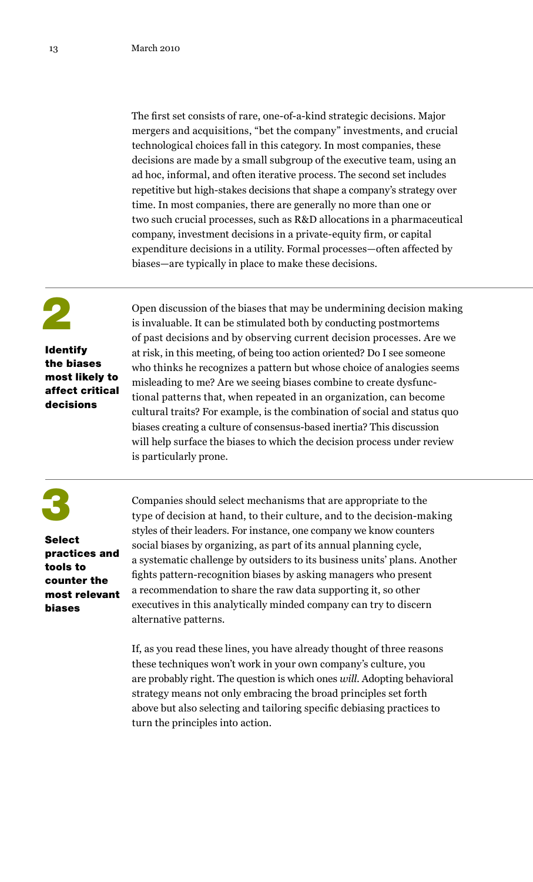The first set consists of rare, one-of-a-kind strategic decisions. Major mergers and acquisitions, "bet the company" investments, and crucial technological choices fall in this category. In most companies, these decisions are made by a small subgroup of the executive team, using an ad hoc, informal, and often iterative process. The second set includes repetitive but high-stakes decisions that shape a company's strategy over time. In most companies, there are generally no more than one or two such crucial processes, such as R&D allocations in a pharmaceutical company, investment decisions in a private-equity firm, or capital expenditure decisions in a utility. Formal processes—often affected by biases—are typically in place to make these decisions.

## 2 Identify the biases most likely to affect critical decisions

Open discussion of the biases that may be undermining decision making is invaluable. It can be stimulated both by conducting postmortems of past decisions and by observing current decision processes. Are we at risk, in this meeting, of being too action oriented? Do I see someone who thinks he recognizes a pattern but whose choice of analogies seems misleading to me? Are we seeing biases combine to create dysfunctional patterns that, when repeated in an organization, can become cultural traits? For example, is the combination of social and status quo biases creating a culture of consensus-based inertia? This discussion will help surface the biases to which the decision process under review is particularly prone.

## 3 Select practices and tools to counter the most relevant biases

Companies should select mechanisms that are appropriate to the type of decision at hand, to their culture, and to the decision-making styles of their leaders. For instance, one company we know counters social biases by organizing, as part of its annual planning cycle, a systematic challenge by outsiders to its business units' plans. Another fights pattern-recognition biases by asking managers who present a recommendation to share the raw data supporting it, so other executives in this analytically minded company can try to discern alternative patterns.

If, as you read these lines, you have already thought of three reasons these techniques won't work in your own company's culture, you are probably right. The question is which ones *will*. Adopting behavioral strategy means not only embracing the broad principles set forth above but also selecting and tailoring specific debiasing practices to turn the principles into action.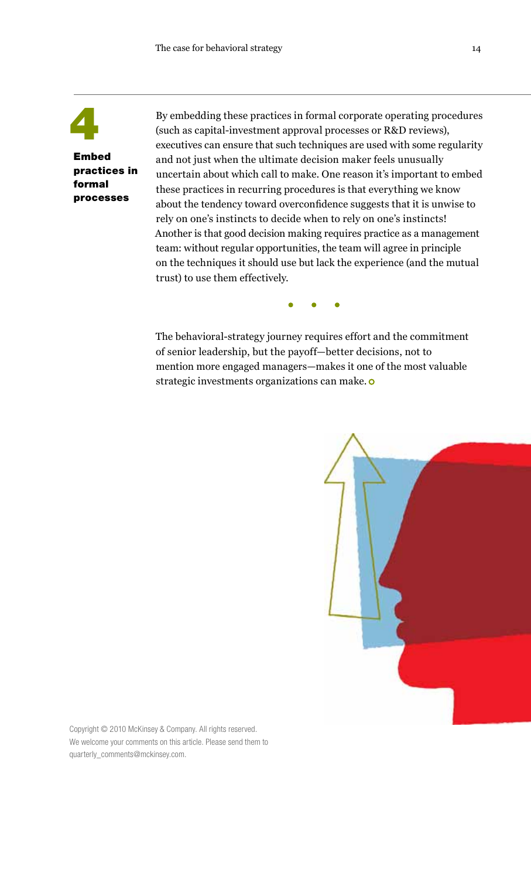## 4 Embed practices in formal processes

By embedding these practices in formal corporate operating procedures (such as capital-investment approval processes or R&D reviews), executives can ensure that such techniques are used with some regularity and not just when the ultimate decision maker feels unusually uncertain about which call to make. One reason it's important to embed these practices in recurring procedures is that everything we know about the tendency toward overconfidence suggests that it is unwise to rely on one's instincts to decide when to rely on one's instincts! Another is that good decision making requires practice as a management team: without regular opportunities, the team will agree in principle on the techniques it should use but lack the experience (and the mutual trust) to use them effectively.

• • •

The behavioral-strategy journey requires effort and the commitment of senior leadership, but the payoff—better decisions, not to mention more engaged managers—makes it one of the most valuable strategic investments organizations can make.

Copyright © 2010 McKinsey & Company. All rights reserved.
We welcome your comments on this article. Please send them to quarterly_comments@mckinsey.com.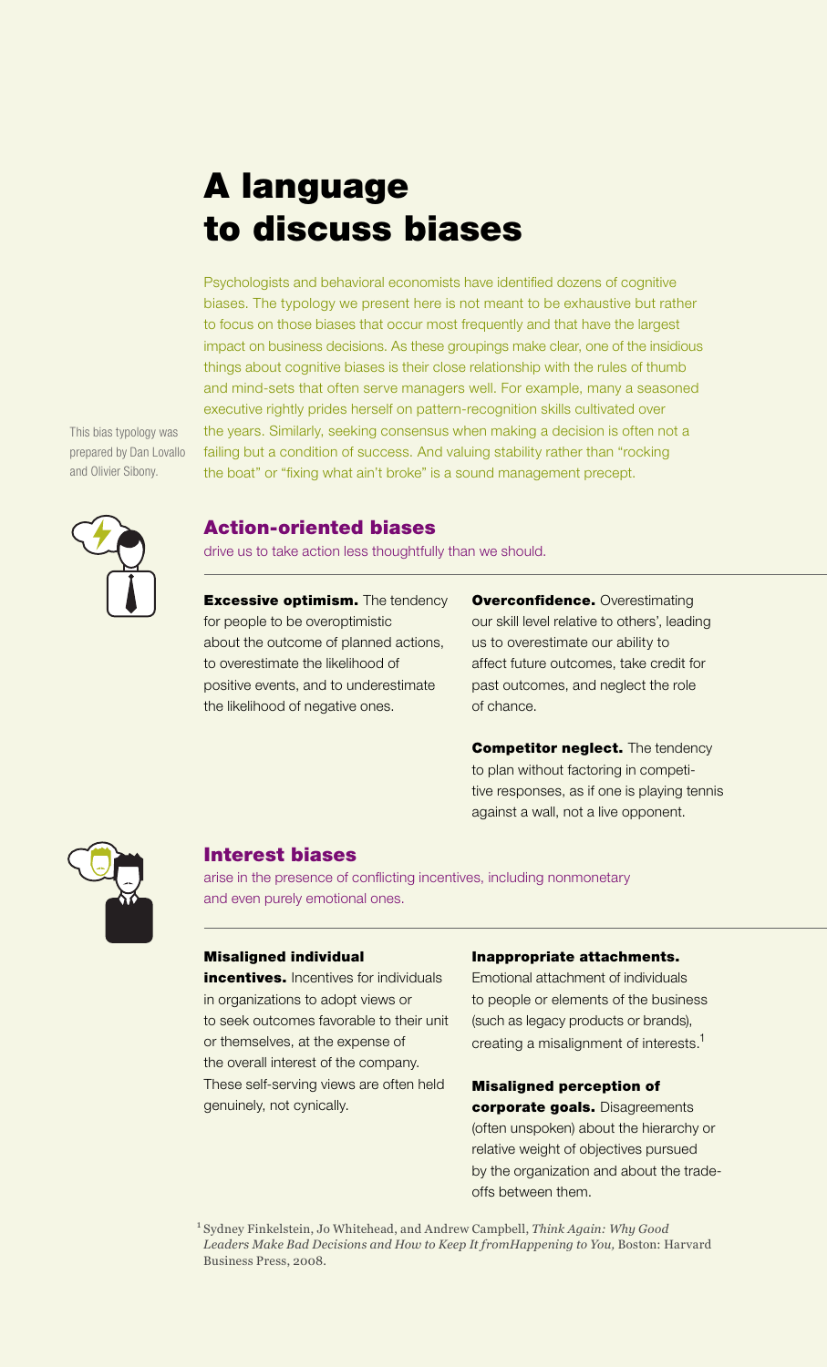# A language to discuss biases

Psychologists and behavioral economists have identified dozens of cognitive biases. The typology we present here is not meant to be exhaustive but rather to focus on those biases that occur most frequently and that have the largest impact on business decisions. As these groupings make clear, one of the insidious things about cognitive biases is their close relationship with the rules of thumb and mind-sets that often serve managers well. For example, many a seasoned executive rightly prides herself on pattern-recognition skills cultivated over the years. Similarly, seeking consensus when making a decision is often not a failing but a condition of success. And valuing stability rather than "rocking the boat" or "fixing what ain't broke" is a sound management precept.

This bias typology was prepared by Dan Lovallo and Olivier Sibony.

## Action-oriented biases

drive us to take action less thoughtfully than we should.

**Excessive optimism.** The tendency for people to be overoptimistic about the outcome of planned actions, to overestimate the likelihood of positive events, and to underestimate the likelihood of negative ones.

**Overconfidence.** Overestimating our skill level relative to others', leading us to overestimate our ability to affect future outcomes, take credit for past outcomes, and neglect the role of chance.

**Competitor neglect.** The tendency to plan without factoring in competitive responses, as if one is playing tennis against a wall, not a live opponent.

## Interest biases

arise in the presence of conflicting incentives, including nonmonetary and even purely emotional ones.

**Misaligned individual incentives.** Incentives for individuals in organizations to adopt views or to seek outcomes favorable to their unit or themselves, at the expense of the overall interest of the company. These self-serving views are often held genuinely, not cynically.

**Inappropriate attachments.** Emotional attachment of individuals to people or elements of the business (such as legacy products or brands), creating a misalignment of interests.[1]

**Misaligned perception of corporate goals.** Disagreements (often unspoken) about the hierarchy or relative weight of objectives pursued by the organization and about the trade-offs between them.

[1] Sydney Finkelstein, Jo Whitehead, and Andrew Campbell, *Think Again: Why Good Leaders Make Bad Decisions and How to Keep It fromHappening to You,* Boston: Harvard Business Press, 2008.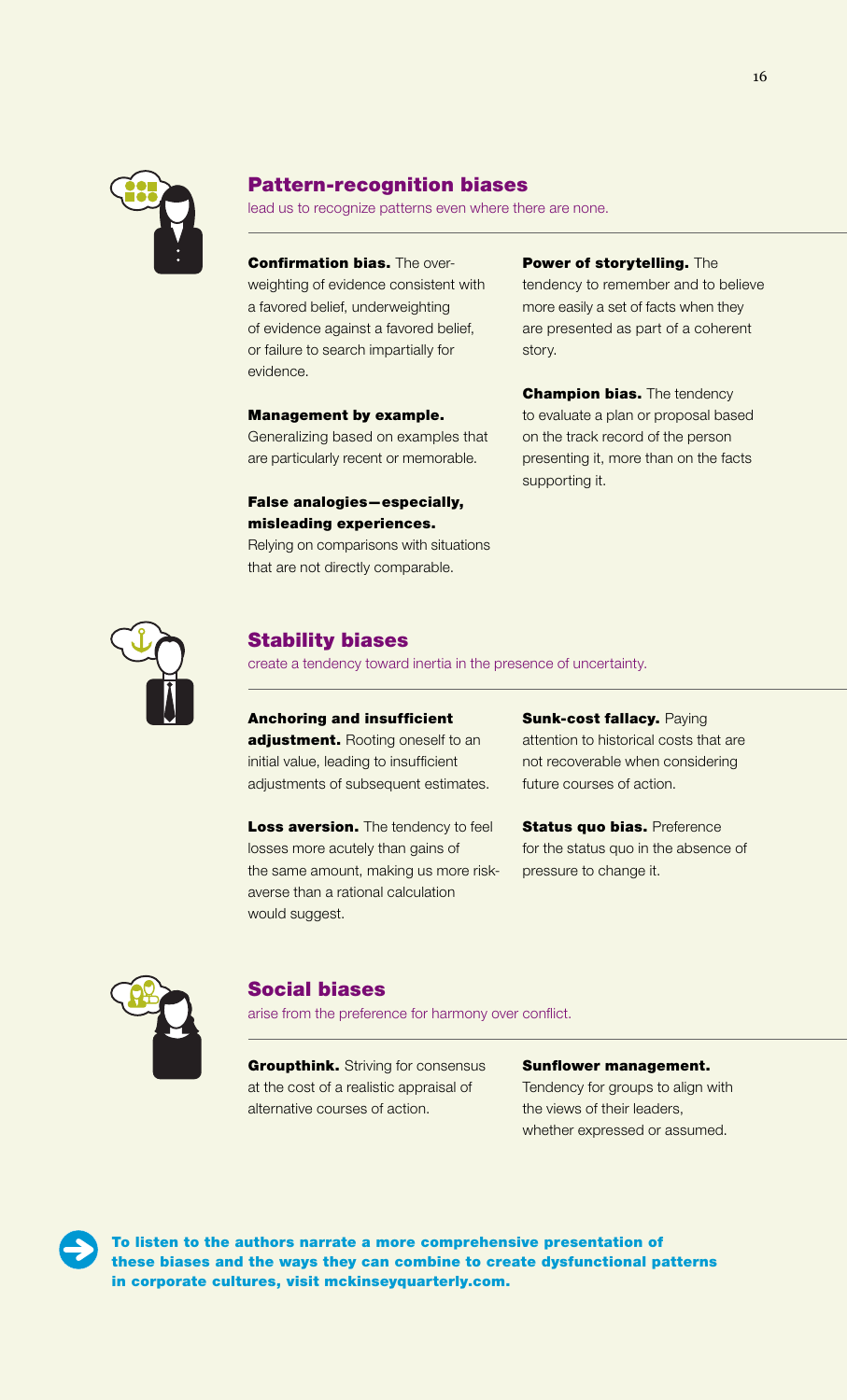## Pattern-recognition biases

lead us to recognize patterns even where there are none.

**Confirmation bias.** The overweighting of evidence consistent with a favored belief, underweighting of evidence against a favored belief, or failure to search impartially for evidence.

**Management by example.** Generalizing based on examples that are particularly recent or memorable.

**False analogies—especially, misleading experiences.** Relying on comparisons with situations that are not directly comparable.

**Power of storytelling.** The tendency to remember and to believe more easily a set of facts when they are presented as part of a coherent story.

**Champion bias.** The tendency to evaluate a plan or proposal based on the track record of the person presenting it, more than on the facts supporting it.

## Stability biases

create a tendency toward inertia in the presence of uncertainty.

**Anchoring and insufficient adjustment.** Rooting oneself to an initial value, leading to insufficient adjustments of subsequent estimates.

**Loss aversion.** The tendency to feel losses more acutely than gains of the same amount, making us more risk-averse than a rational calculation would suggest.

**Sunk-cost fallacy.** Paying attention to historical costs that are not recoverable when considering future courses of action.

**Status quo bias.** Preference for the status quo in the absence of pressure to change it.

## Social biases

arise from the preference for harmony over conflict.

**Groupthink.** Striving for consensus at the cost of a realistic appraisal of alternative courses of action.

**Sunflower management.** Tendency for groups to align with the views of their leaders, whether expressed or assumed.

**To listen to the authors narrate a more comprehensive presentation of these biases and the ways they can combine to create dysfunctional patterns in corporate cultures, visit mckinseyquarterly.com.**